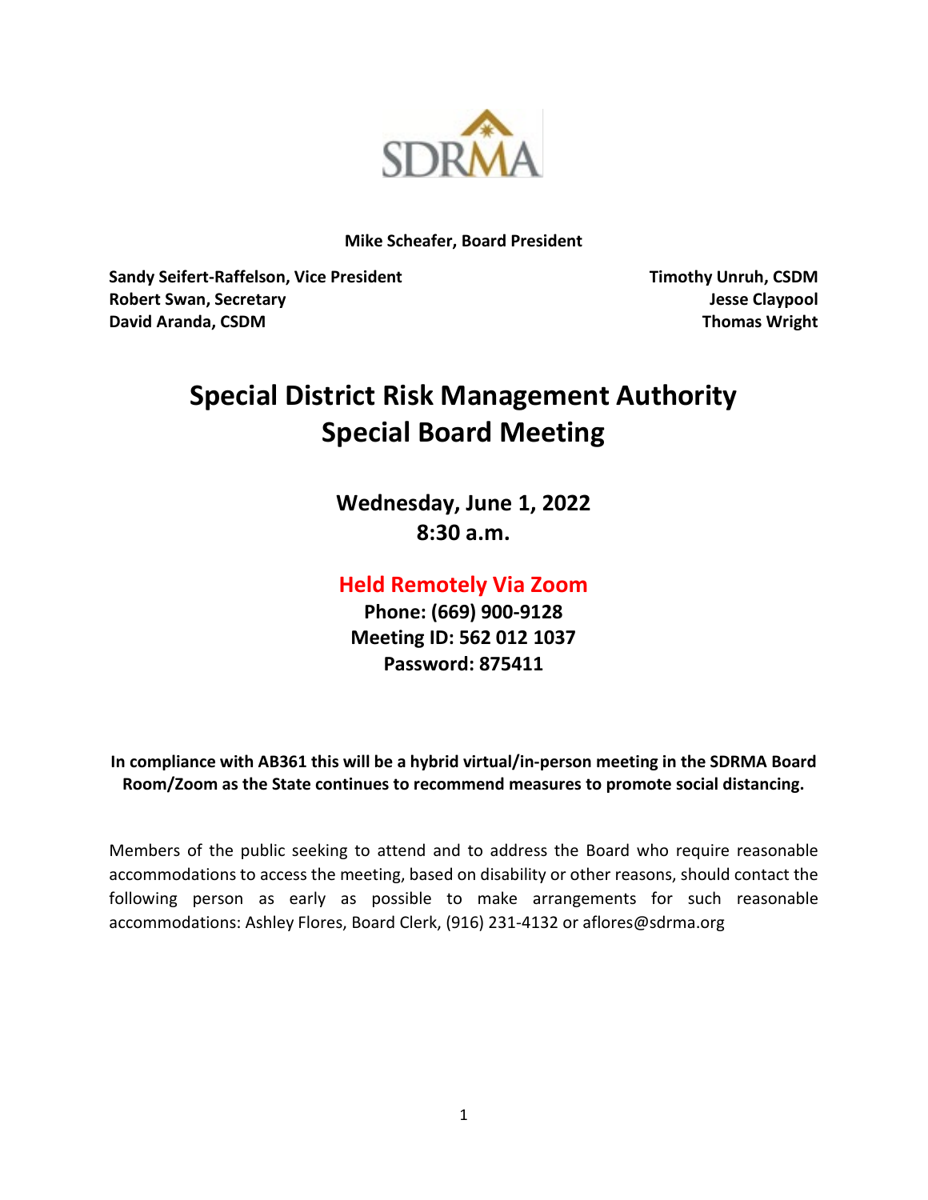SDRMA

**Mike Scheafer, Board President**

**Sandy Seifert-Raffelson, Vice President**
**Robert Swan, Secretary**
**David Aranda, CSDM**

**Timothy Unruh, CSDM**
**Jesse Claypool**
**Thomas Wright**

# Special District Risk Management Authority
# Special Board Meeting

**Wednesday, June 1, 2022**
**8:30 a.m.**

**Held Remotely Via Zoom**
**Phone: (669) 900-9128**
**Meeting ID: 562 012 1037**
**Password: 875411**

**In compliance with AB361 this will be a hybrid virtual/in-person meeting in the SDRMA Board Room/Zoom as the State continues to recommend measures to promote social distancing.**

Members of the public seeking to attend and to address the Board who require reasonable accommodations to access the meeting, based on disability or other reasons, should contact the following person as early as possible to make arrangements for such reasonable accommodations: Ashley Flores, Board Clerk, (916) 231-4132 or aflores@sdrma.org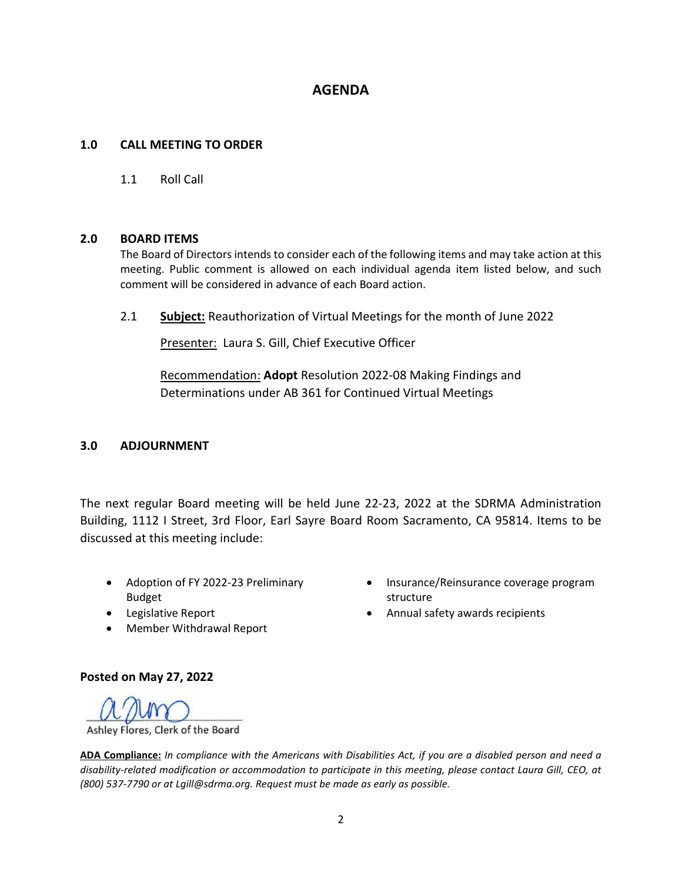# AGENDA

## 1.0 CALL MEETING TO ORDER

1.1 Roll Call

## 2.0 BOARD ITEMS

The Board of Directors intends to consider each of the following items and may take action at this meeting. Public comment is allowed on each individual agenda item listed below, and such comment will be considered in advance of each Board action.

2.1 **Subject:** Reauthorization of Virtual Meetings for the month of June 2022

Presenter: Laura S. Gill, Chief Executive Officer

Recommendation: **Adopt** Resolution 2022-08 Making Findings and Determinations under AB 361 for Continued Virtual Meetings

## 3.0 ADJOURNMENT

The next regular Board meeting will be held June 22-23, 2022 at the SDRMA Administration Building, 1112 I Street, 3rd Floor, Earl Sayre Board Room Sacramento, CA 95814. Items to be discussed at this meeting include:

- Adoption of FY 2022-23 Preliminary Budget
- Legislative Report
- Member Withdrawal Report
- Insurance/Reinsurance coverage program structure
- Annual safety awards recipients

**Posted on May 27, 2022**

Ashley Flores, Clerk of the Board

**ADA Compliance:** *In compliance with the Americans with Disabilities Act, if you are a disabled person and need a disability-related modification or accommodation to participate in this meeting, please contact Laura Gill, CEO, at (800) 537-7790 or at Lgill@sdrma.org. Request must be made as early as possible.*